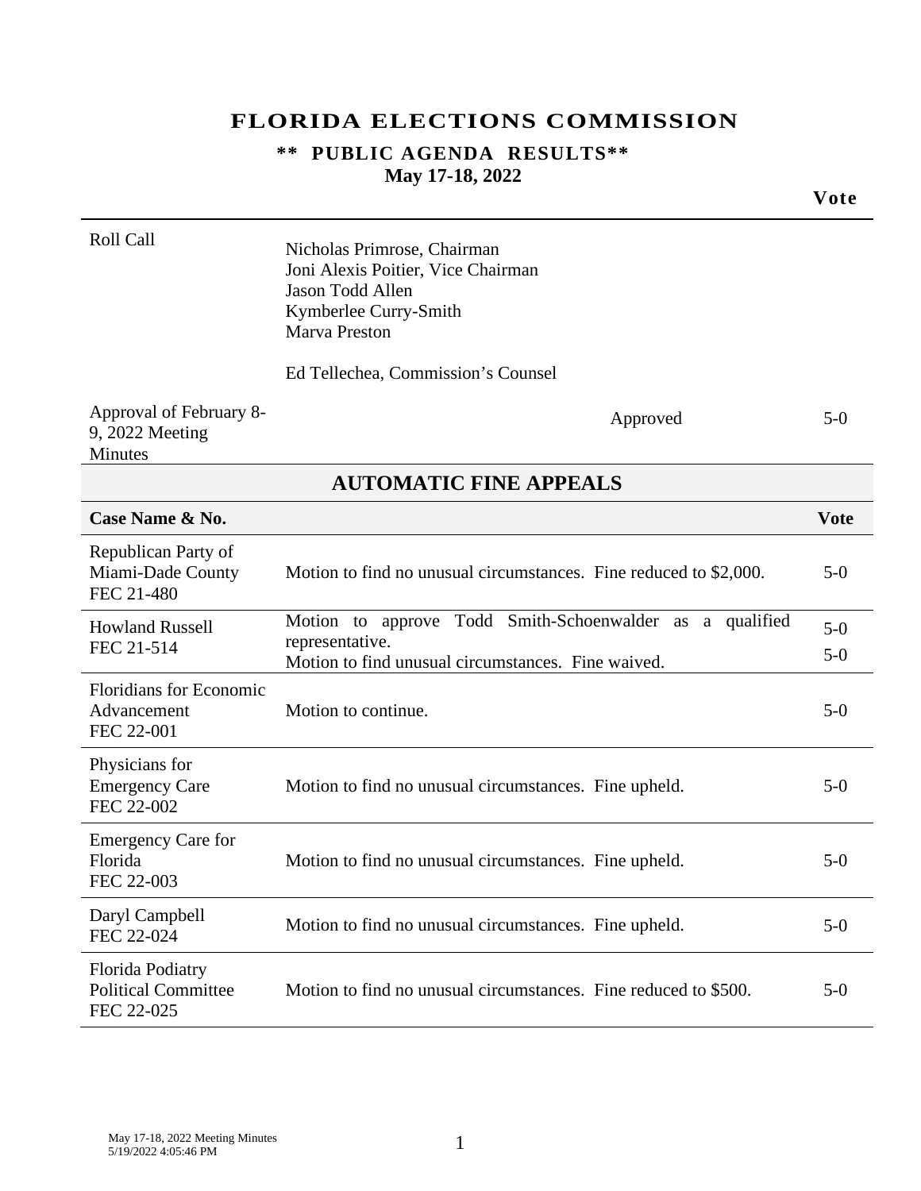# FLORIDA ELECTIONS COMMISSION

### ** PUBLIC AGENDA RESULTS**

### May 17-18, 2022

| | | Vote |
|---|---|---|
| Roll Call | Nicholas Primrose, Chairman<br>Joni Alexis Poitier, Vice Chairman<br>Jason Todd Allen<br>Kymberlee Curry-Smith<br>Marva Preston<br><br>Ed Tellechea, Commission's Counsel | |
| Approval of February 8-9, 2022 Meeting Minutes | Approved | 5-0 |

## AUTOMATIC FINE APPEALS

| Case Name & No. | | Vote |
|---|---|---|
| Republican Party of Miami-Dade County<br>FEC 21-480 | Motion to find no unusual circumstances. Fine reduced to $2,000. | 5-0 |
| Howland Russell<br>FEC 21-514 | Motion to approve Todd Smith-Schoenwalder as a qualified representative.<br>Motion to find unusual circumstances. Fine waived. | 5-0<br>5-0 |
| Floridians for Economic Advancement<br>FEC 22-001 | Motion to continue. | 5-0 |
| Physicians for Emergency Care<br>FEC 22-002 | Motion to find no unusual circumstances. Fine upheld. | 5-0 |
| Emergency Care for Florida<br>FEC 22-003 | Motion to find no unusual circumstances. Fine upheld. | 5-0 |
| Daryl Campbell<br>FEC 22-024 | Motion to find no unusual circumstances. Fine upheld. | 5-0 |
| Florida Podiatry Political Committee<br>FEC 22-025 | Motion to find no unusual circumstances. Fine reduced to $500. | 5-0 |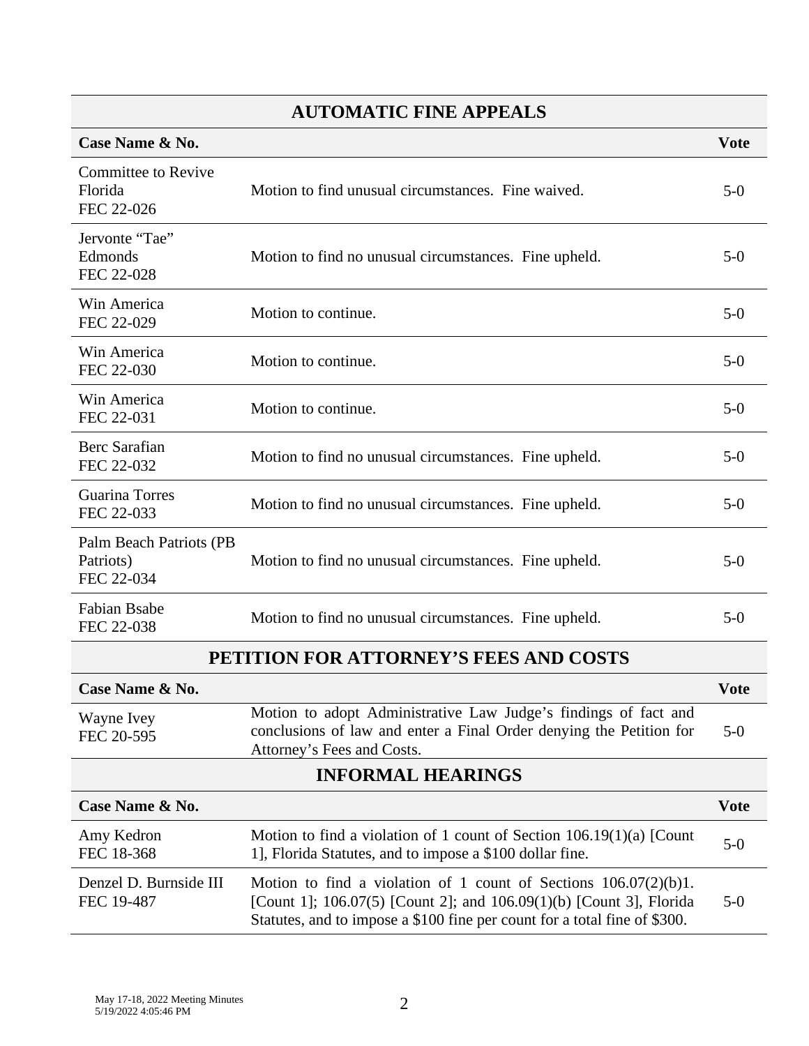## AUTOMATIC FINE APPEALS

| Case Name & No. | | Vote |
|---|---|---|
| Committee to Revive Florida FEC 22-026 | Motion to find unusual circumstances. Fine waived. | 5-0 |
| Jervonte "Tae" Edmonds FEC 22-028 | Motion to find no unusual circumstances. Fine upheld. | 5-0 |
| Win America FEC 22-029 | Motion to continue. | 5-0 |
| Win America FEC 22-030 | Motion to continue. | 5-0 |
| Win America FEC 22-031 | Motion to continue. | 5-0 |
| Berc Sarafian FEC 22-032 | Motion to find no unusual circumstances. Fine upheld. | 5-0 |
| Guarina Torres FEC 22-033 | Motion to find no unusual circumstances. Fine upheld. | 5-0 |
| Palm Beach Patriots (PB Patriots) FEC 22-034 | Motion to find no unusual circumstances. Fine upheld. | 5-0 |
| Fabian Bsabe FEC 22-038 | Motion to find no unusual circumstances. Fine upheld. | 5-0 |

## PETITION FOR ATTORNEY'S FEES AND COSTS

| Case Name & No. | | Vote |
|---|---|---|
| Wayne Ivey FEC 20-595 | Motion to adopt Administrative Law Judge's findings of fact and conclusions of law and enter a Final Order denying the Petition for Attorney's Fees and Costs. | 5-0 |

## INFORMAL HEARINGS

| Case Name & No. | | Vote |
|---|---|---|
| Amy Kedron FEC 18-368 | Motion to find a violation of 1 count of Section 106.19(1)(a) [Count 1], Florida Statutes, and to impose a $100 dollar fine. | 5-0 |
| Denzel D. Burnside III FEC 19-487 | Motion to find a violation of 1 count of Sections 106.07(2)(b)1. [Count 1]; 106.07(5) [Count 2]; and 106.09(1)(b) [Count 3], Florida Statutes, and to impose a $100 fine per count for a total fine of $300. | 5-0 |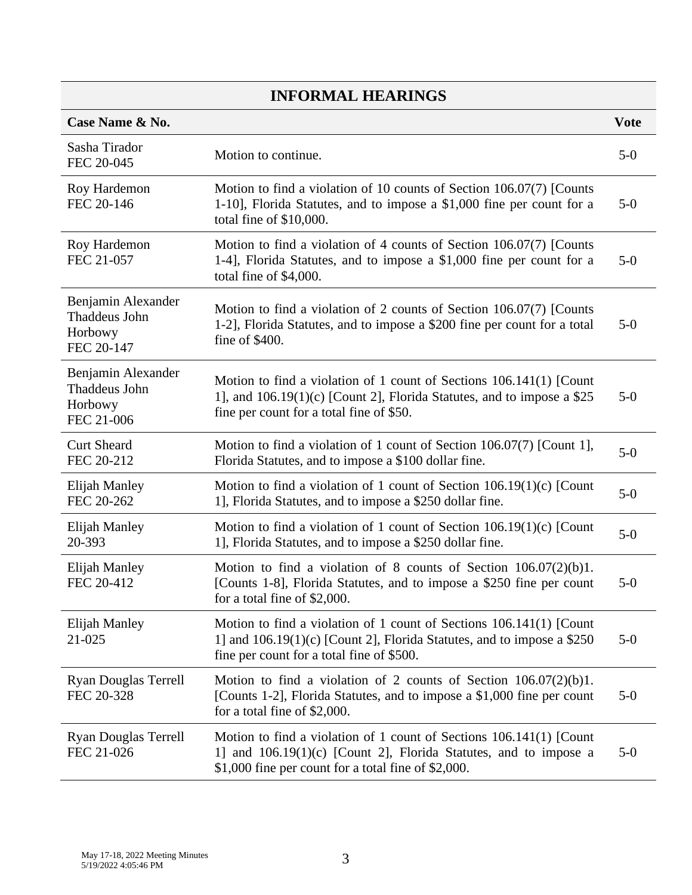## INFORMAL HEARINGS

| Case Name & No. | | Vote |
|---|---|---|
| Sasha Tirador FEC 20-045 | Motion to continue. | 5-0 |
| Roy Hardemon FEC 20-146 | Motion to find a violation of 10 counts of Section 106.07(7) [Counts 1-10], Florida Statutes, and to impose a $1,000 fine per count for a total fine of $10,000. | 5-0 |
| Roy Hardemon FEC 21-057 | Motion to find a violation of 4 counts of Section 106.07(7) [Counts 1-4], Florida Statutes, and to impose a $1,000 fine per count for a total fine of $4,000. | 5-0 |
| Benjamin Alexander Thaddeus John Horbowy FEC 20-147 | Motion to find a violation of 2 counts of Section 106.07(7) [Counts 1-2], Florida Statutes, and to impose a $200 fine per count for a total fine of $400. | 5-0 |
| Benjamin Alexander Thaddeus John Horbowy FEC 21-006 | Motion to find a violation of 1 count of Sections 106.141(1) [Count 1], and 106.19(1)(c) [Count 2], Florida Statutes, and to impose a $25 fine per count for a total fine of $50. | 5-0 |
| Curt Sheard FEC 20-212 | Motion to find a violation of 1 count of Section 106.07(7) [Count 1], Florida Statutes, and to impose a $100 dollar fine. | 5-0 |
| Elijah Manley FEC 20-262 | Motion to find a violation of 1 count of Section 106.19(1)(c) [Count 1], Florida Statutes, and to impose a $250 dollar fine. | 5-0 |
| Elijah Manley 20-393 | Motion to find a violation of 1 count of Section 106.19(1)(c) [Count 1], Florida Statutes, and to impose a $250 dollar fine. | 5-0 |
| Elijah Manley FEC 20-412 | Motion to find a violation of 8 counts of Section 106.07(2)(b)1. [Counts 1-8], Florida Statutes, and to impose a $250 fine per count for a total fine of $2,000. | 5-0 |
| Elijah Manley 21-025 | Motion to find a violation of 1 count of Sections 106.141(1) [Count 1] and 106.19(1)(c) [Count 2], Florida Statutes, and to impose a $250 fine per count for a total fine of $500. | 5-0 |
| Ryan Douglas Terrell FEC 20-328 | Motion to find a violation of 2 counts of Section 106.07(2)(b)1. [Counts 1-2], Florida Statutes, and to impose a $1,000 fine per count for a total fine of $2,000. | 5-0 |
| Ryan Douglas Terrell FEC 21-026 | Motion to find a violation of 1 count of Sections 106.141(1) [Count 1] and 106.19(1)(c) [Count 2], Florida Statutes, and to impose a $1,000 fine per count for a total fine of $2,000. | 5-0 |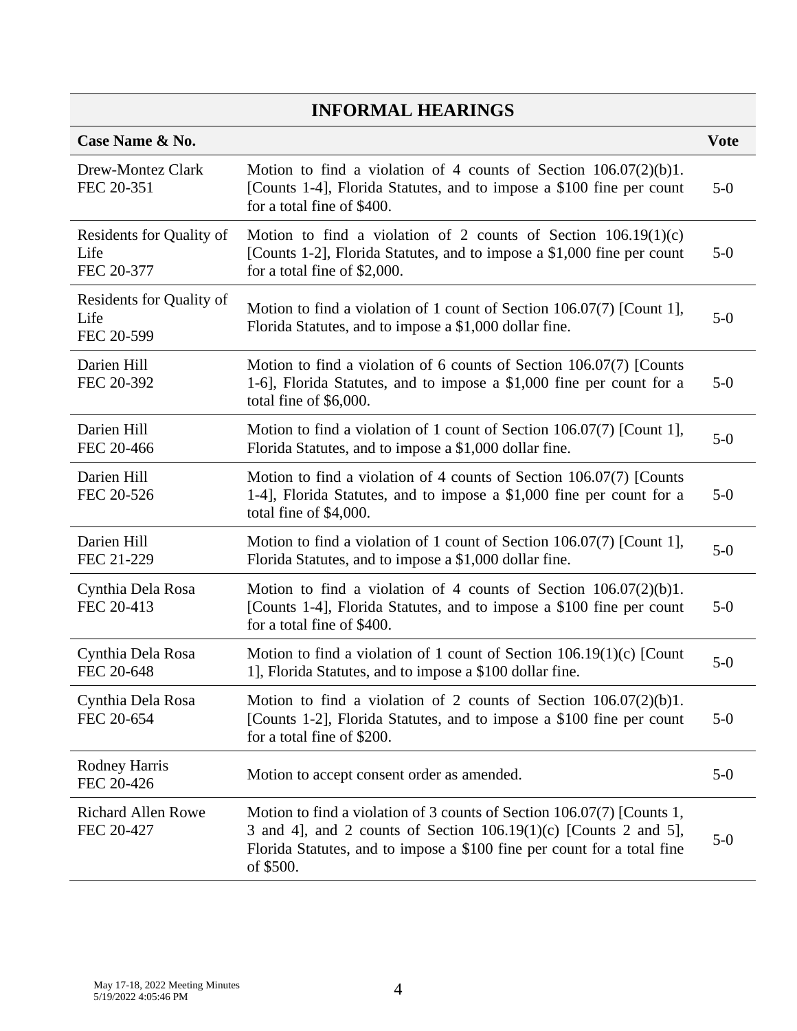## INFORMAL HEARINGS

| Case Name & No. | | Vote |
|---|---|---|
| Drew-Montez Clark FEC 20-351 | Motion to find a violation of 4 counts of Section 106.07(2)(b)1. [Counts 1-4], Florida Statutes, and to impose a $100 fine per count for a total fine of $400. | 5-0 |
| Residents for Quality of Life FEC 20-377 | Motion to find a violation of 2 counts of Section 106.19(1)(c) [Counts 1-2], Florida Statutes, and to impose a $1,000 fine per count for a total fine of $2,000. | 5-0 |
| Residents for Quality of Life FEC 20-599 | Motion to find a violation of 1 count of Section 106.07(7) [Count 1], Florida Statutes, and to impose a $1,000 dollar fine. | 5-0 |
| Darien Hill FEC 20-392 | Motion to find a violation of 6 counts of Section 106.07(7) [Counts 1-6], Florida Statutes, and to impose a $1,000 fine per count for a total fine of $6,000. | 5-0 |
| Darien Hill FEC 20-466 | Motion to find a violation of 1 count of Section 106.07(7) [Count 1], Florida Statutes, and to impose a $1,000 dollar fine. | 5-0 |
| Darien Hill FEC 20-526 | Motion to find a violation of 4 counts of Section 106.07(7) [Counts 1-4], Florida Statutes, and to impose a $1,000 fine per count for a total fine of $4,000. | 5-0 |
| Darien Hill FEC 21-229 | Motion to find a violation of 1 count of Section 106.07(7) [Count 1], Florida Statutes, and to impose a $1,000 dollar fine. | 5-0 |
| Cynthia Dela Rosa FEC 20-413 | Motion to find a violation of 4 counts of Section 106.07(2)(b)1. [Counts 1-4], Florida Statutes, and to impose a $100 fine per count for a total fine of $400. | 5-0 |
| Cynthia Dela Rosa FEC 20-648 | Motion to find a violation of 1 count of Section 106.19(1)(c) [Count 1], Florida Statutes, and to impose a $100 dollar fine. | 5-0 |
| Cynthia Dela Rosa FEC 20-654 | Motion to find a violation of 2 counts of Section 106.07(2)(b)1. [Counts 1-2], Florida Statutes, and to impose a $100 fine per count for a total fine of $200. | 5-0 |
| Rodney Harris FEC 20-426 | Motion to accept consent order as amended. | 5-0 |
| Richard Allen Rowe FEC 20-427 | Motion to find a violation of 3 counts of Section 106.07(7) [Counts 1, 3 and 4], and 2 counts of Section 106.19(1)(c) [Counts 2 and 5], Florida Statutes, and to impose a $100 fine per count for a total fine of $500. | 5-0 |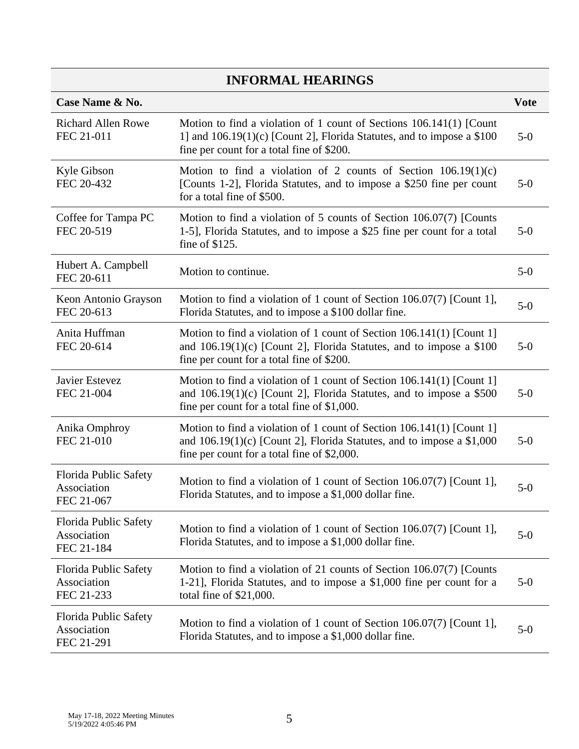## INFORMAL HEARINGS

| Case Name & No. | | Vote |
|---|---|---|
| Richard Allen Rowe FEC 21-011 | Motion to find a violation of 1 count of Sections 106.141(1) [Count 1] and 106.19(1)(c) [Count 2], Florida Statutes, and to impose a $100 fine per count for a total fine of $200. | 5-0 |
| Kyle Gibson FEC 20-432 | Motion to find a violation of 2 counts of Section 106.19(1)(c) [Counts 1-2], Florida Statutes, and to impose a $250 fine per count for a total fine of $500. | 5-0 |
| Coffee for Tampa PC FEC 20-519 | Motion to find a violation of 5 counts of Section 106.07(7) [Counts 1-5], Florida Statutes, and to impose a $25 fine per count for a total fine of $125. | 5-0 |
| Hubert A. Campbell FEC 20-611 | Motion to continue. | 5-0 |
| Keon Antonio Grayson FEC 20-613 | Motion to find a violation of 1 count of Section 106.07(7) [Count 1], Florida Statutes, and to impose a $100 dollar fine. | 5-0 |
| Anita Huffman FEC 20-614 | Motion to find a violation of 1 count of Section 106.141(1) [Count 1] and 106.19(1)(c) [Count 2], Florida Statutes, and to impose a $100 fine per count for a total fine of $200. | 5-0 |
| Javier Estevez FEC 21-004 | Motion to find a violation of 1 count of Section 106.141(1) [Count 1] and 106.19(1)(c) [Count 2], Florida Statutes, and to impose a $500 fine per count for a total fine of $1,000. | 5-0 |
| Anika Omphroy FEC 21-010 | Motion to find a violation of 1 count of Section 106.141(1) [Count 1] and 106.19(1)(c) [Count 2], Florida Statutes, and to impose a $1,000 fine per count for a total fine of $2,000. | 5-0 |
| Florida Public Safety Association FEC 21-067 | Motion to find a violation of 1 count of Section 106.07(7) [Count 1], Florida Statutes, and to impose a $1,000 dollar fine. | 5-0 |
| Florida Public Safety Association FEC 21-184 | Motion to find a violation of 1 count of Section 106.07(7) [Count 1], Florida Statutes, and to impose a $1,000 dollar fine. | 5-0 |
| Florida Public Safety Association FEC 21-233 | Motion to find a violation of 21 counts of Section 106.07(7) [Counts 1-21], Florida Statutes, and to impose a $1,000 fine per count for a total fine of $21,000. | 5-0 |
| Florida Public Safety Association FEC 21-291 | Motion to find a violation of 1 count of Section 106.07(7) [Count 1], Florida Statutes, and to impose a $1,000 dollar fine. | 5-0 |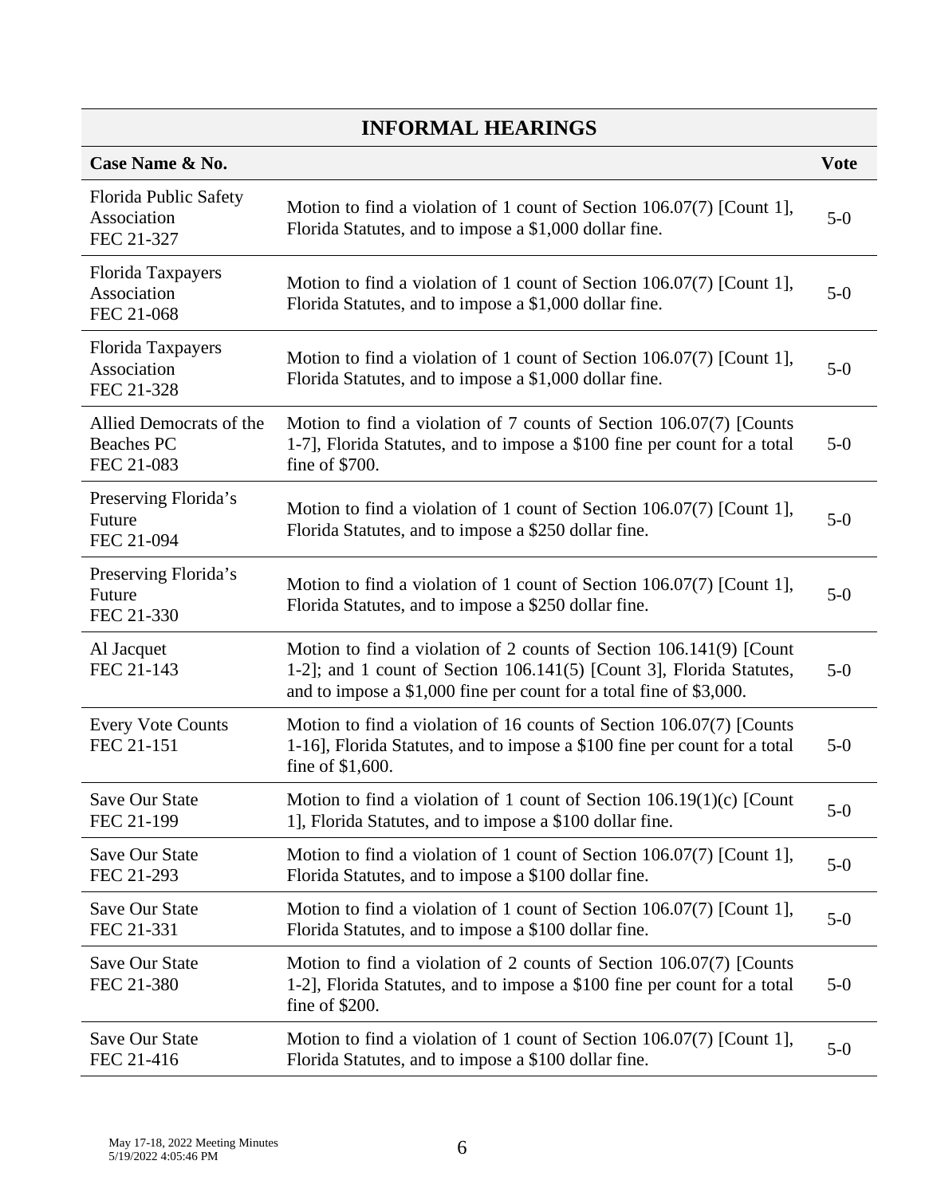## INFORMAL HEARINGS

| Case Name & No. | | Vote |
|---|---|---|
| Florida Public Safety Association FEC 21-327 | Motion to find a violation of 1 count of Section 106.07(7) [Count 1], Florida Statutes, and to impose a $1,000 dollar fine. | 5-0 |
| Florida Taxpayers Association FEC 21-068 | Motion to find a violation of 1 count of Section 106.07(7) [Count 1], Florida Statutes, and to impose a $1,000 dollar fine. | 5-0 |
| Florida Taxpayers Association FEC 21-328 | Motion to find a violation of 1 count of Section 106.07(7) [Count 1], Florida Statutes, and to impose a $1,000 dollar fine. | 5-0 |
| Allied Democrats of the Beaches PC FEC 21-083 | Motion to find a violation of 7 counts of Section 106.07(7) [Counts 1-7], Florida Statutes, and to impose a $100 fine per count for a total fine of $700. | 5-0 |
| Preserving Florida's Future FEC 21-094 | Motion to find a violation of 1 count of Section 106.07(7) [Count 1], Florida Statutes, and to impose a $250 dollar fine. | 5-0 |
| Preserving Florida's Future FEC 21-330 | Motion to find a violation of 1 count of Section 106.07(7) [Count 1], Florida Statutes, and to impose a $250 dollar fine. | 5-0 |
| Al Jacquet FEC 21-143 | Motion to find a violation of 2 counts of Section 106.141(9) [Count 1-2]; and 1 count of Section 106.141(5) [Count 3], Florida Statutes, and to impose a $1,000 fine per count for a total fine of $3,000. | 5-0 |
| Every Vote Counts FEC 21-151 | Motion to find a violation of 16 counts of Section 106.07(7) [Counts 1-16], Florida Statutes, and to impose a $100 fine per count for a total fine of $1,600. | 5-0 |
| Save Our State FEC 21-199 | Motion to find a violation of 1 count of Section 106.19(1)(c) [Count 1], Florida Statutes, and to impose a $100 dollar fine. | 5-0 |
| Save Our State FEC 21-293 | Motion to find a violation of 1 count of Section 106.07(7) [Count 1], Florida Statutes, and to impose a $100 dollar fine. | 5-0 |
| Save Our State FEC 21-331 | Motion to find a violation of 1 count of Section 106.07(7) [Count 1], Florida Statutes, and to impose a $100 dollar fine. | 5-0 |
| Save Our State FEC 21-380 | Motion to find a violation of 2 counts of Section 106.07(7) [Counts 1-2], Florida Statutes, and to impose a $100 fine per count for a total fine of $200. | 5-0 |
| Save Our State FEC 21-416 | Motion to find a violation of 1 count of Section 106.07(7) [Count 1], Florida Statutes, and to impose a $100 dollar fine. | 5-0 |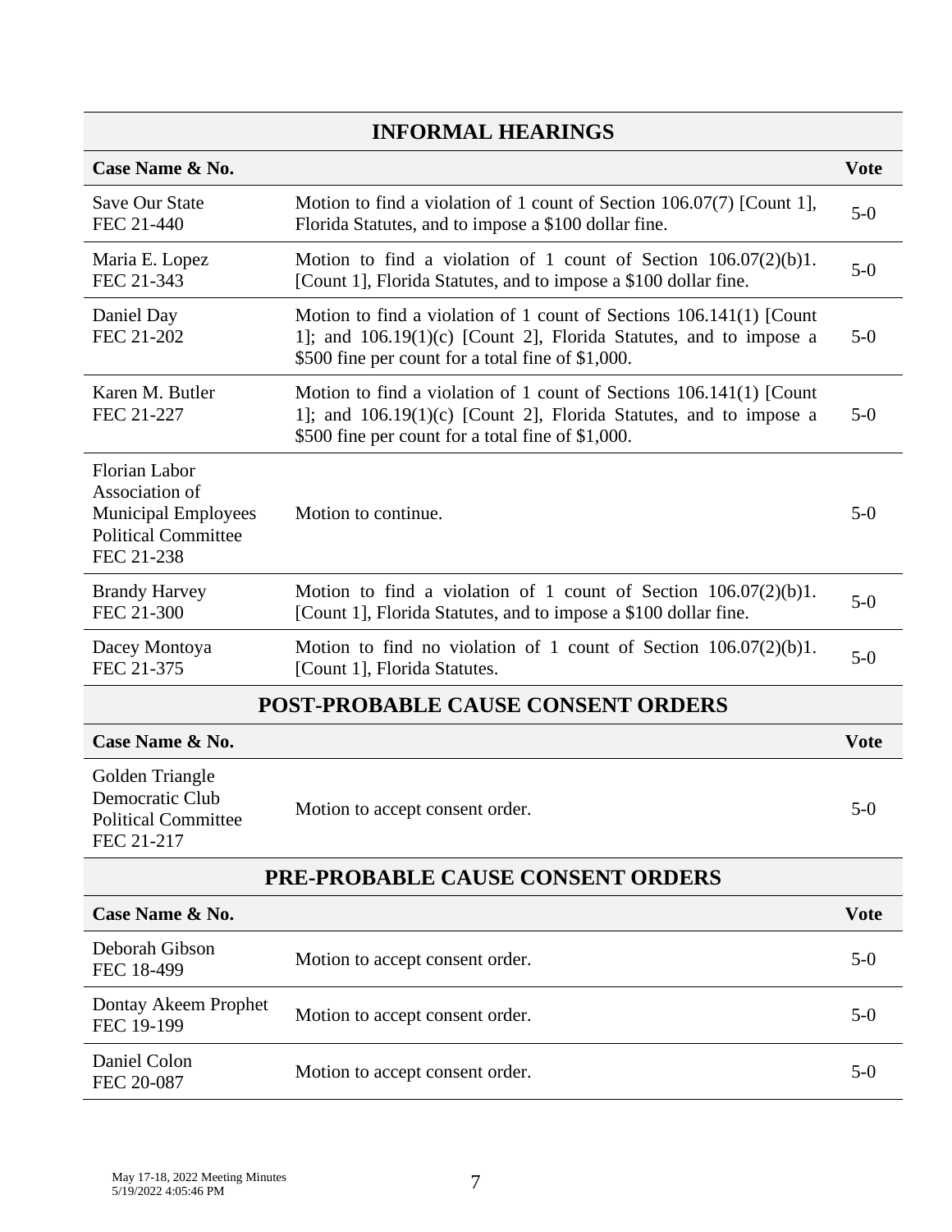## INFORMAL HEARINGS

| Case Name & No. | | Vote |
|---|---|---|
| Save Our State<br>FEC 21-440 | Motion to find a violation of 1 count of Section 106.07(7) [Count 1], Florida Statutes, and to impose a $100 dollar fine. | 5-0 |
| Maria E. Lopez<br>FEC 21-343 | Motion to find a violation of 1 count of Section 106.07(2)(b)1. [Count 1], Florida Statutes, and to impose a $100 dollar fine. | 5-0 |
| Daniel Day<br>FEC 21-202 | Motion to find a violation of 1 count of Sections 106.141(1) [Count 1]; and 106.19(1)(c) [Count 2], Florida Statutes, and to impose a $500 fine per count for a total fine of $1,000. | 5-0 |
| Karen M. Butler<br>FEC 21-227 | Motion to find a violation of 1 count of Sections 106.141(1) [Count 1]; and 106.19(1)(c) [Count 2], Florida Statutes, and to impose a $500 fine per count for a total fine of $1,000. | 5-0 |
| Florian Labor Association of Municipal Employees Political Committee<br>FEC 21-238 | Motion to continue. | 5-0 |
| Brandy Harvey<br>FEC 21-300 | Motion to find a violation of 1 count of Section 106.07(2)(b)1. [Count 1], Florida Statutes, and to impose a $100 dollar fine. | 5-0 |
| Dacey Montoya<br>FEC 21-375 | Motion to find no violation of 1 count of Section 106.07(2)(b)1. [Count 1], Florida Statutes. | 5-0 |

## POST-PROBABLE CAUSE CONSENT ORDERS

| Case Name & No. | | Vote |
|---|---|---|
| Golden Triangle Democratic Club Political Committee<br>FEC 21-217 | Motion to accept consent order. | 5-0 |

## PRE-PROBABLE CAUSE CONSENT ORDERS

| Case Name & No. | | Vote |
|---|---|---|
| Deborah Gibson<br>FEC 18-499 | Motion to accept consent order. | 5-0 |
| Dontay Akeem Prophet<br>FEC 19-199 | Motion to accept consent order. | 5-0 |
| Daniel Colon<br>FEC 20-087 | Motion to accept consent order. | 5-0 |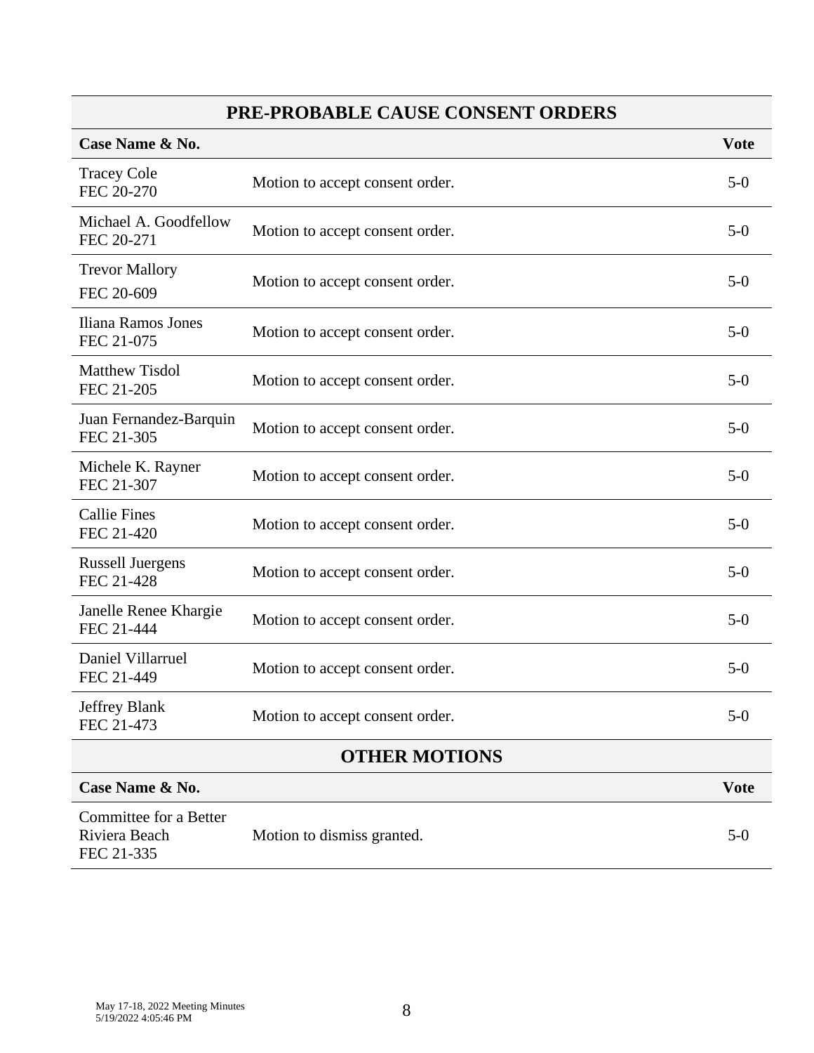## PRE-PROBABLE CAUSE CONSENT ORDERS

| Case Name & No. | | Vote |
|---|---|---|
| Tracey Cole<br>FEC 20-270 | Motion to accept consent order. | 5-0 |
| Michael A. Goodfellow<br>FEC 20-271 | Motion to accept consent order. | 5-0 |
| Trevor Mallory<br>FEC 20-609 | Motion to accept consent order. | 5-0 |
| Iliana Ramos Jones<br>FEC 21-075 | Motion to accept consent order. | 5-0 |
| Matthew Tisdol<br>FEC 21-205 | Motion to accept consent order. | 5-0 |
| Juan Fernandez-Barquin<br>FEC 21-305 | Motion to accept consent order. | 5-0 |
| Michele K. Rayner<br>FEC 21-307 | Motion to accept consent order. | 5-0 |
| Callie Fines<br>FEC 21-420 | Motion to accept consent order. | 5-0 |
| Russell Juergens<br>FEC 21-428 | Motion to accept consent order. | 5-0 |
| Janelle Renee Khargie<br>FEC 21-444 | Motion to accept consent order. | 5-0 |
| Daniel Villarruel<br>FEC 21-449 | Motion to accept consent order. | 5-0 |
| Jeffrey Blank<br>FEC 21-473 | Motion to accept consent order. | 5-0 |

## OTHER MOTIONS

| Case Name & No. | | Vote |
|---|---|---|
| Committee for a Better Riviera Beach<br>FEC 21-335 | Motion to dismiss granted. | 5-0 |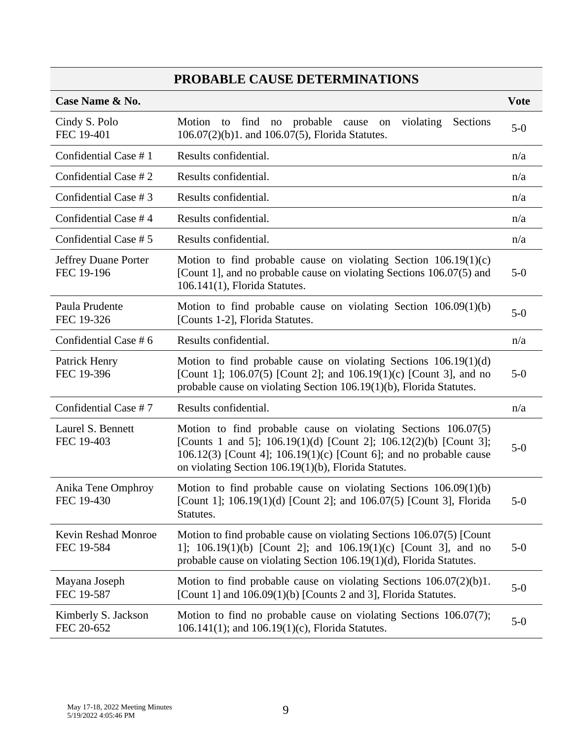| PROBABLE CAUSE DETERMINATIONS | | |
|---|---|---|
| **Case Name & No.** | | **Vote** |
| Cindy S. Polo<br>FEC 19-401 | Motion to find no probable cause on violating Sections 106.07(2)(b)1. and 106.07(5), Florida Statutes. | 5-0 |
| Confidential Case # 1 | Results confidential. | n/a |
| Confidential Case # 2 | Results confidential. | n/a |
| Confidential Case # 3 | Results confidential. | n/a |
| Confidential Case # 4 | Results confidential. | n/a |
| Confidential Case # 5 | Results confidential. | n/a |
| Jeffrey Duane Porter<br>FEC 19-196 | Motion to find probable cause on violating Section 106.19(1)(c) [Count 1], and no probable cause on violating Sections 106.07(5) and 106.141(1), Florida Statutes. | 5-0 |
| Paula Prudente<br>FEC 19-326 | Motion to find probable cause on violating Section 106.09(1)(b) [Counts 1-2], Florida Statutes. | 5-0 |
| Confidential Case # 6 | Results confidential. | n/a |
| Patrick Henry<br>FEC 19-396 | Motion to find probable cause on violating Sections 106.19(1)(d) [Count 1]; 106.07(5) [Count 2]; and 106.19(1)(c) [Count 3], and no probable cause on violating Section 106.19(1)(b), Florida Statutes. | 5-0 |
| Confidential Case # 7 | Results confidential. | n/a |
| Laurel S. Bennett<br>FEC 19-403 | Motion to find probable cause on violating Sections 106.07(5) [Counts 1 and 5]; 106.19(1)(d) [Count 2]; 106.12(2)(b) [Count 3]; 106.12(3) [Count 4]; 106.19(1)(c) [Count 6]; and no probable cause on violating Section 106.19(1)(b), Florida Statutes. | 5-0 |
| Anika Tene Omphroy<br>FEC 19-430 | Motion to find probable cause on violating Sections 106.09(1)(b) [Count 1]; 106.19(1)(d) [Count 2]; and 106.07(5) [Count 3], Florida Statutes. | 5-0 |
| Kevin Reshad Monroe<br>FEC 19-584 | Motion to find probable cause on violating Sections 106.07(5) [Count 1]; 106.19(1)(b) [Count 2]; and 106.19(1)(c) [Count 3], and no probable cause on violating Section 106.19(1)(d), Florida Statutes. | 5-0 |
| Mayana Joseph<br>FEC 19-587 | Motion to find probable cause on violating Sections 106.07(2)(b)1. [Count 1] and 106.09(1)(b) [Counts 2 and 3], Florida Statutes. | 5-0 |
| Kimberly S. Jackson<br>FEC 20-652 | Motion to find no probable cause on violating Sections 106.07(7); 106.141(1); and 106.19(1)(c), Florida Statutes. | 5-0 |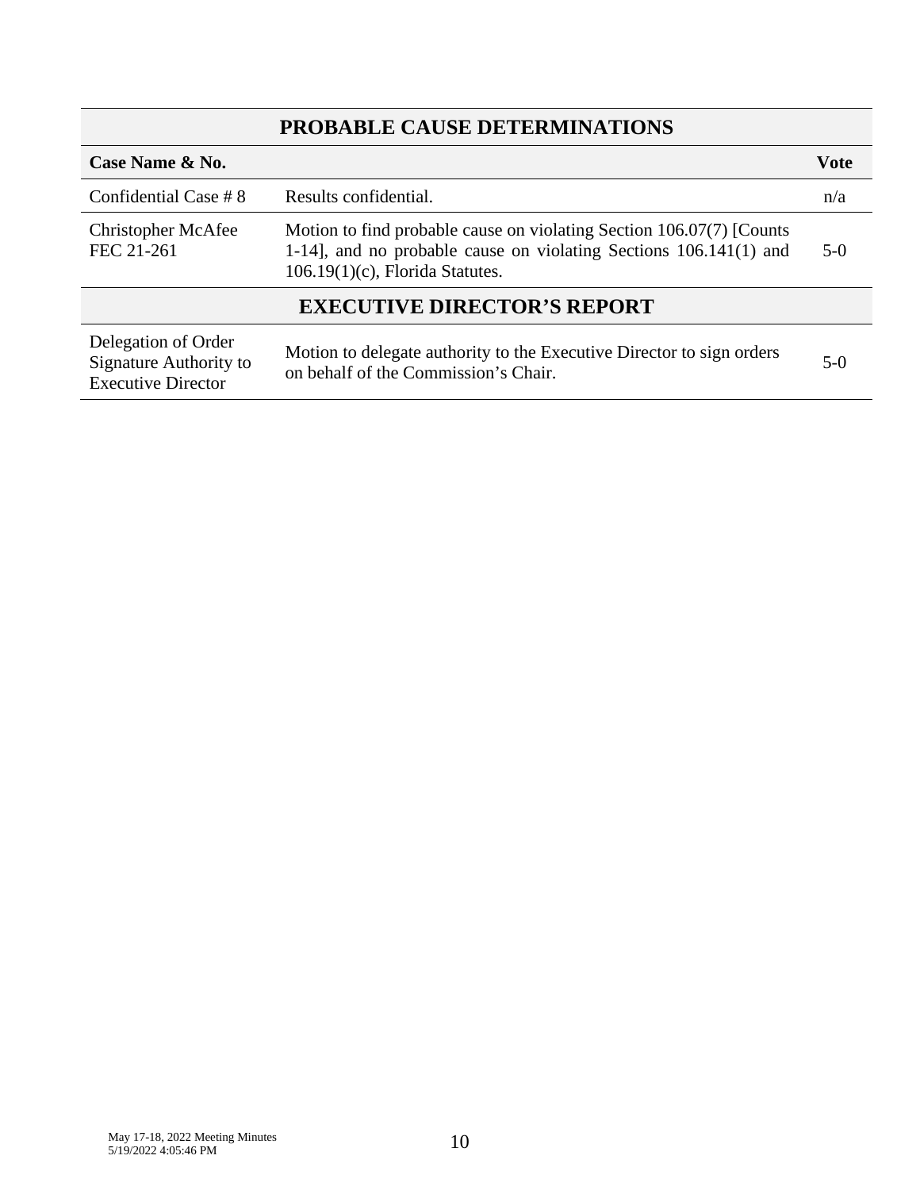| PROBABLE CAUSE DETERMINATIONS | | |
|---|---|---|
| **Case Name & No.** | | **Vote** |
| Confidential Case # 8 | Results confidential. | n/a |
| Christopher McAfee<br>FEC 21-261 | Motion to find probable cause on violating Section 106.07(7) [Counts 1-14], and no probable cause on violating Sections 106.141(1) and 106.19(1)(c), Florida Statutes. | 5-0 |
| **EXECUTIVE DIRECTOR'S REPORT** | | |
| Delegation of Order Signature Authority to Executive Director | Motion to delegate authority to the Executive Director to sign orders on behalf of the Commission's Chair. | 5-0 |